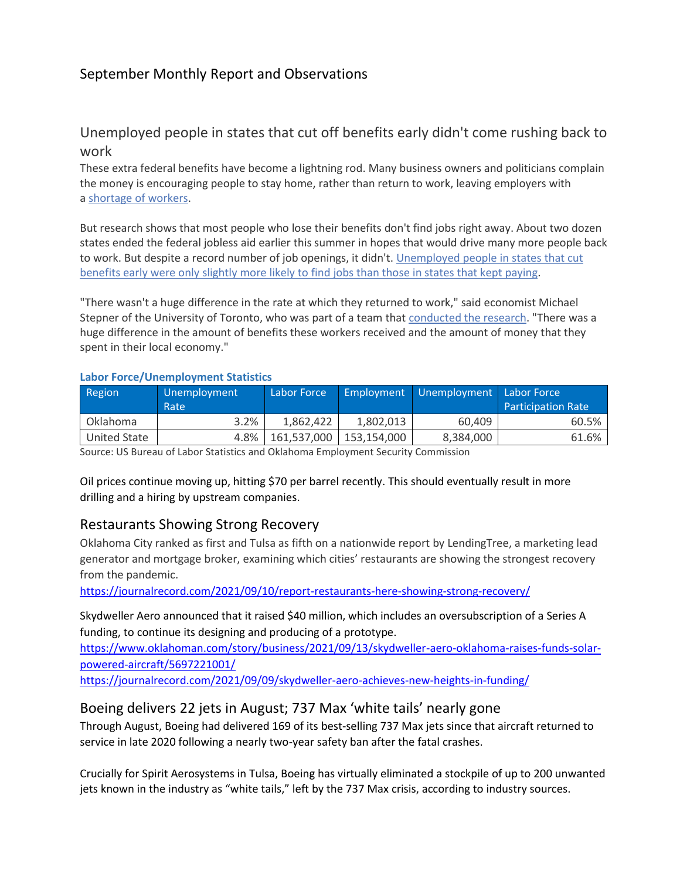# September Monthly Report and Observations

## Unemployed people in states that cut off benefits early didn't come rushing back to work

These extra federal benefits have become a lightning rod. Many business owners and politicians complain the money is encouraging people to stay home, rather than return to work, leaving employers with a shortage of workers.

But research shows that most people who lose their benefits don't find jobs right away. About two dozen states ended the federal jobless aid earlier this summer in hopes that would drive many more people back to work. But despite a record number of job openings, it didn't. Unemployed people in states that cut benefits early were only slightly more likely to find jobs than those in states that kept paying.

"There wasn't a huge difference in the rate at which they returned to work," said economist Michael Stepner of the University of Toronto, who was part of a team that conducted the research. "There was a huge difference in the amount of benefits these workers received and the amount of money that they spent in their local economy."

**Labor Force/Unemployment Statistics**

| Region | Unemployment Rate | Labor Force | Employment | Unemployment | Labor Force Participation Rate |
|---|---|---|---|---|---|
| Oklahoma | 3.2% | 1,862,422 | 1,802,013 | 60,409 | 60.5% |
| United State | 4.8% | 161,537,000 | 153,154,000 | 8,384,000 | 61.6% |

Source: US Bureau of Labor Statistics and Oklahoma Employment Security Commission

Oil prices continue moving up, hitting $70 per barrel recently. This should eventually result in more drilling and a hiring by upstream companies.

## Restaurants Showing Strong Recovery

Oklahoma City ranked as first and Tulsa as fifth on a nationwide report by LendingTree, a marketing lead generator and mortgage broker, examining which cities' restaurants are showing the strongest recovery from the pandemic.

https://journalrecord.com/2021/09/10/report-restaurants-here-showing-strong-recovery/

Skydweller Aero announced that it raised $40 million, which includes an oversubscription of a Series A funding, to continue its designing and producing of a prototype.

https://www.oklahoman.com/story/business/2021/09/13/skydweller-aero-oklahoma-raises-funds-solar-powered-aircraft/5697221001/

https://journalrecord.com/2021/09/09/skydweller-aero-achieves-new-heights-in-funding/

## Boeing delivers 22 jets in August; 737 Max 'white tails' nearly gone

Through August, Boeing had delivered 169 of its best-selling 737 Max jets since that aircraft returned to service in late 2020 following a nearly two-year safety ban after the fatal crashes.

Crucially for Spirit Aerosystems in Tulsa, Boeing has virtually eliminated a stockpile of up to 200 unwanted jets known in the industry as "white tails," left by the 737 Max crisis, according to industry sources.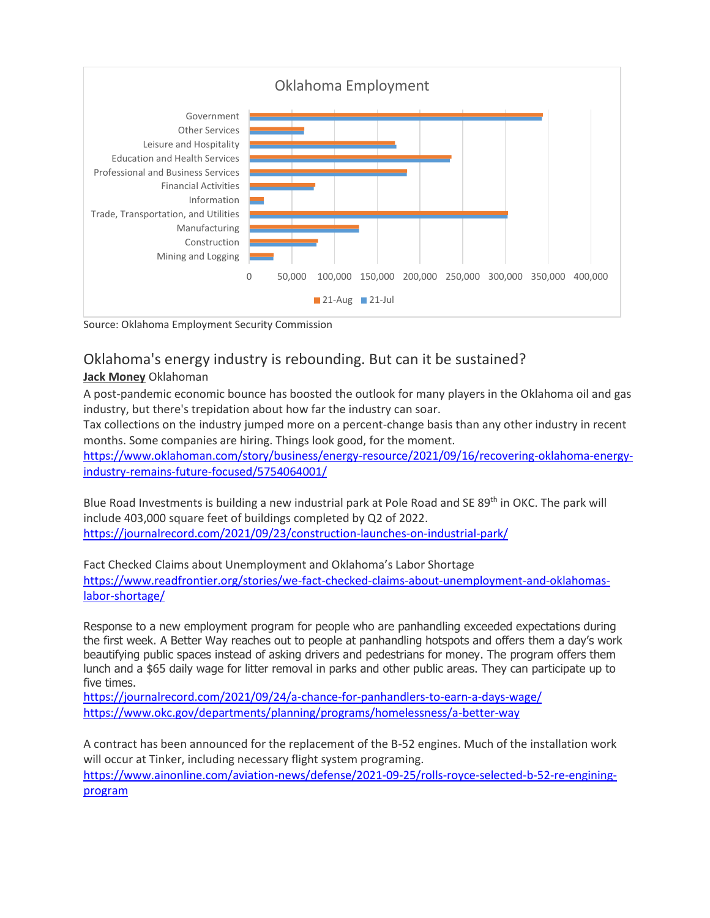Oklahoma Employment

| | 21-Aug | 21-Jul |
|---|---|---|
| Government | | |
| Other Services | | |
| Leisure and Hospitality | | |
| Education and Health Services | | |
| Professional and Business Services | | |
| Financial Activities | | |
| Information | | |
| Trade, Transportation, and Utilities | | |
| Manufacturing | | |
| Construction | | |
| Mining and Logging | | |

Source: Oklahoma Employment Security Commission

## Oklahoma's energy industry is rebounding. But can it be sustained?

**Jack Money** Oklahoman

A post-pandemic economic bounce has boosted the outlook for many players in the Oklahoma oil and gas industry, but there's trepidation about how far the industry can soar.
Tax collections on the industry jumped more on a percent-change basis than any other industry in recent months. Some companies are hiring. Things look good, for the moment.
https://www.oklahoman.com/story/business/energy-resource/2021/09/16/recovering-oklahoma-energy-industry-remains-future-focused/5754064001/

Blue Road Investments is building a new industrial park at Pole Road and SE 89th in OKC. The park will include 403,000 square feet of buildings completed by Q2 of 2022.
https://journalrecord.com/2021/09/23/construction-launches-on-industrial-park/

Fact Checked Claims about Unemployment and Oklahoma's Labor Shortage
https://www.readfrontier.org/stories/we-fact-checked-claims-about-unemployment-and-oklahomas-labor-shortage/

Response to a new employment program for people who are panhandling exceeded expectations during the first week. A Better Way reaches out to people at panhandling hotspots and offers them a day's work beautifying public spaces instead of asking drivers and pedestrians for money. The program offers them lunch and a $65 daily wage for litter removal in parks and other public areas. They can participate up to five times.
https://journalrecord.com/2021/09/24/a-chance-for-panhandlers-to-earn-a-days-wage/
https://www.okc.gov/departments/planning/programs/homelessness/a-better-way

A contract has been announced for the replacement of the B-52 engines. Much of the installation work will occur at Tinker, including necessary flight system programing.
https://www.ainonline.com/aviation-news/defense/2021-09-25/rolls-royce-selected-b-52-re-engining-program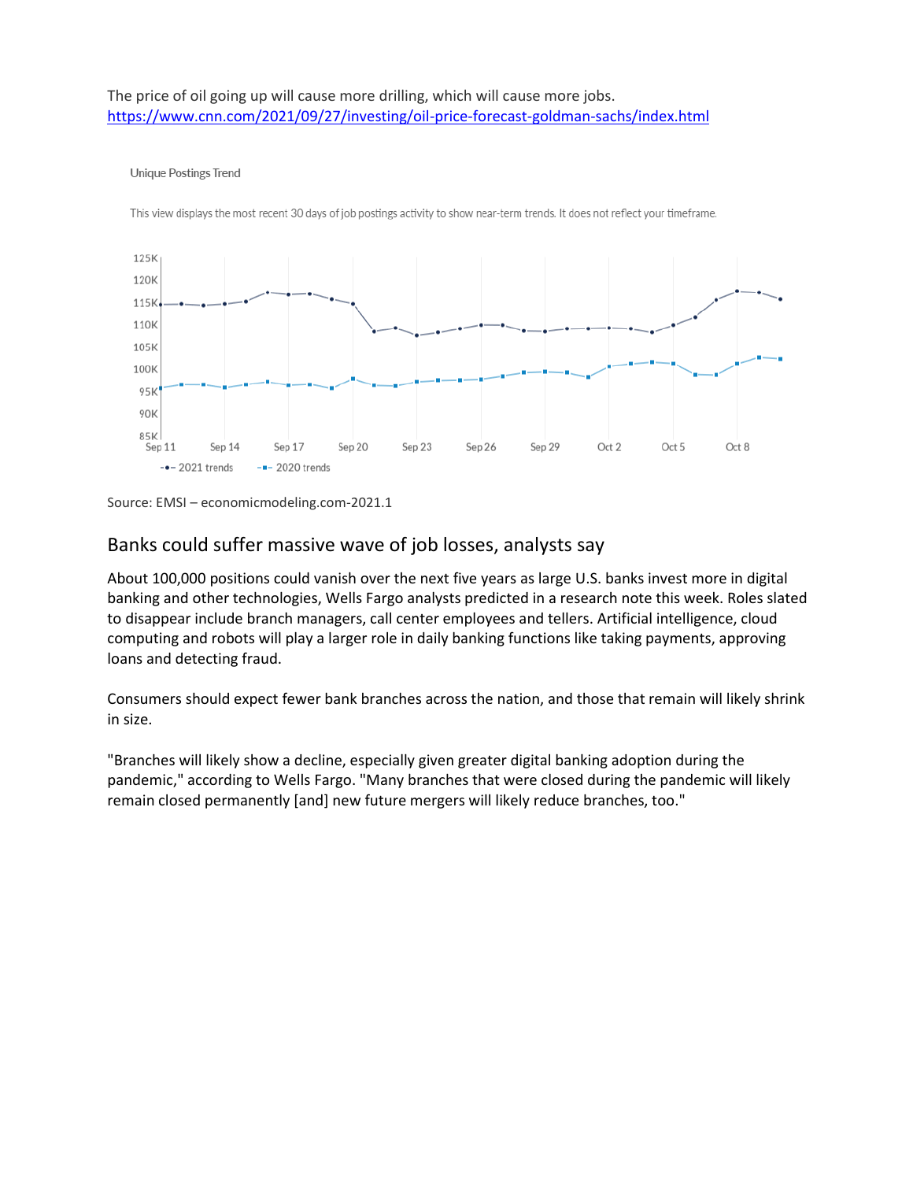The price of oil going up will cause more drilling, which will cause more jobs.
https://www.cnn.com/2021/09/27/investing/oil-price-forecast-goldman-sachs/index.html

Unique Postings Trend

This view displays the most recent 30 days of job postings activity to show near-term trends. It does not reflect your timeframe.

Source: EMSI – economicmodeling.com-2021.1

## Banks could suffer massive wave of job losses, analysts say

About 100,000 positions could vanish over the next five years as large U.S. banks invest more in digital banking and other technologies, Wells Fargo analysts predicted in a research note this week. Roles slated to disappear include branch managers, call center employees and tellers. Artificial intelligence, cloud computing and robots will play a larger role in daily banking functions like taking payments, approving loans and detecting fraud.

Consumers should expect fewer bank branches across the nation, and those that remain will likely shrink in size.

"Branches will likely show a decline, especially given greater digital banking adoption during the pandemic," according to Wells Fargo. "Many branches that were closed during the pandemic will likely remain closed permanently [and] new future mergers will likely reduce branches, too."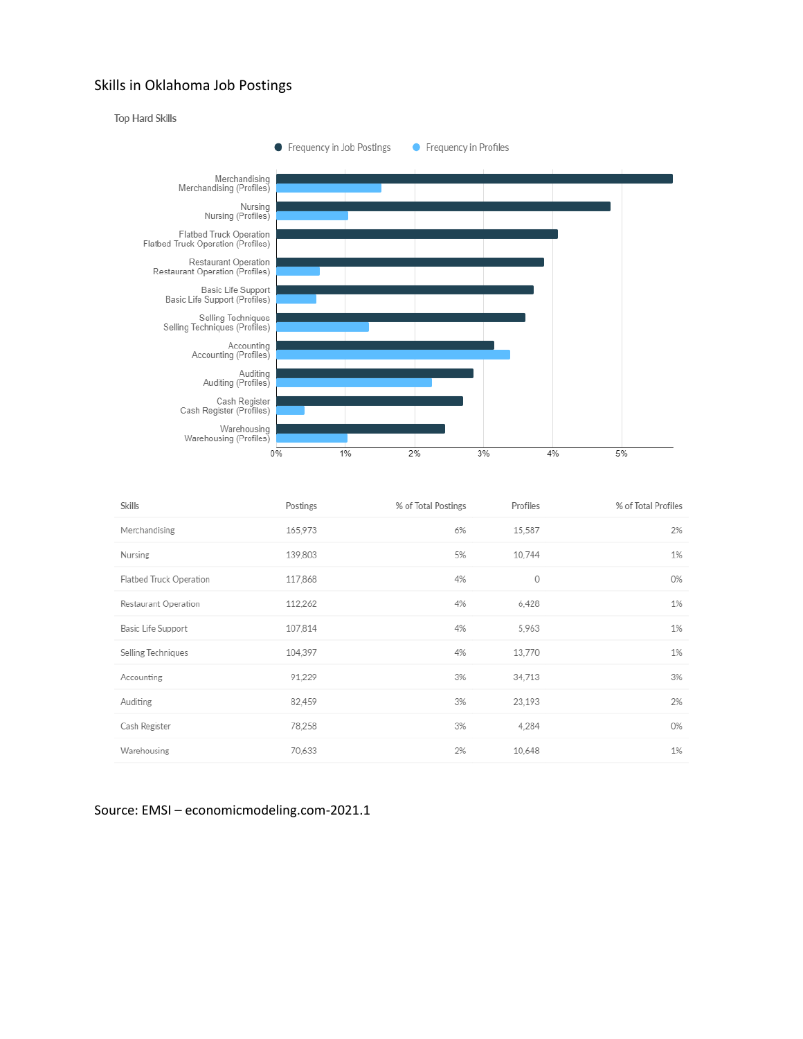## Skills in Oklahoma Job Postings

Top Hard Skills

| Skills | Postings | % of Total Postings | Profiles | % of Total Profiles |
|---|---|---|---|---|
| Merchandising | 165,973 | 6% | 15,587 | 2% |
| Nursing | 139,803 | 5% | 10,744 | 1% |
| Flatbed Truck Operation | 117,868 | 4% | 0 | 0% |
| Restaurant Operation | 112,262 | 4% | 6,428 | 1% |
| Basic Life Support | 107,814 | 4% | 5,963 | 1% |
| Selling Techniques | 104,397 | 4% | 13,770 | 1% |
| Accounting | 91,229 | 3% | 34,713 | 3% |
| Auditing | 82,459 | 3% | 23,193 | 2% |
| Cash Register | 78,258 | 3% | 4,284 | 0% |
| Warehousing | 70,633 | 2% | 10,648 | 1% |

Source: EMSI – economicmodeling.com-2021.1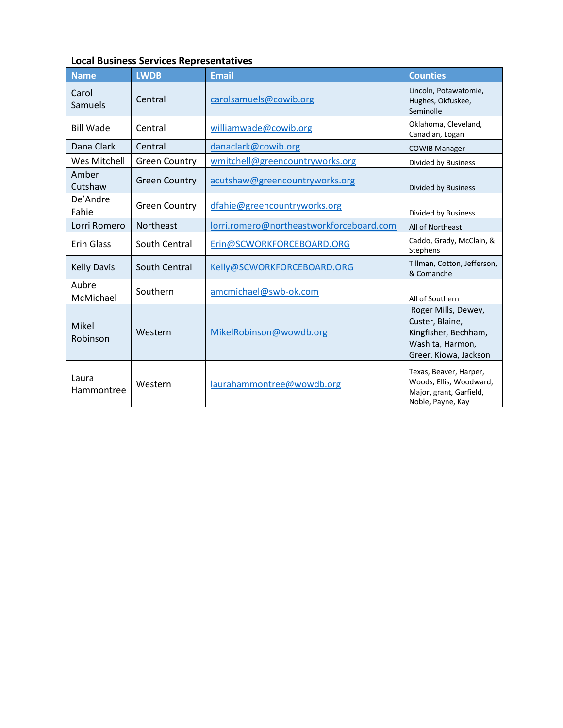**Local Business Services Representatives**

| Name | LWDB | Email | Counties |
|---|---|---|---|
| Carol Samuels | Central | carolsamuels@cowib.org | Lincoln, Potawatomie, Hughes, Okfuskee, Seminolle |
| Bill Wade | Central | williamwade@cowib.org | Oklahoma, Cleveland, Canadian, Logan |
| Dana Clark | Central | danaclark@cowib.org | COWIB Manager |
| Wes Mitchell | Green Country | wmitchell@greencountryworks.org | Divided by Business |
| Amber Cutshaw | Green Country | acutshaw@greencountryworks.org | Divided by Business |
| De'Andre Fahie | Green Country | dfahie@greencountryworks.org | Divided by Business |
| Lorri Romero | Northeast | lorri.romero@northeastworkforceboard.com | All of Northeast |
| Erin Glass | South Central | Erin@SCWORKFORCEBOARD.ORG | Caddo, Grady, McClain, & Stephens |
| Kelly Davis | South Central | Kelly@SCWORKFORCEBOARD.ORG | Tillman, Cotton, Jefferson, & Comanche |
| Aubre McMichael | Southern | amcmichael@swb-ok.com | All of Southern |
| Mikel Robinson | Western | MikelRobinson@wowdb.org | Roger Mills, Dewey, Custer, Blaine, Kingfisher, Bechham, Washita, Harmon, Greer, Kiowa, Jackson |
| Laura Hammontree | Western | laurahammontree@wowdb.org | Texas, Beaver, Harper, Woods, Ellis, Woodward, Major, grant, Garfield, Noble, Payne, Kay |